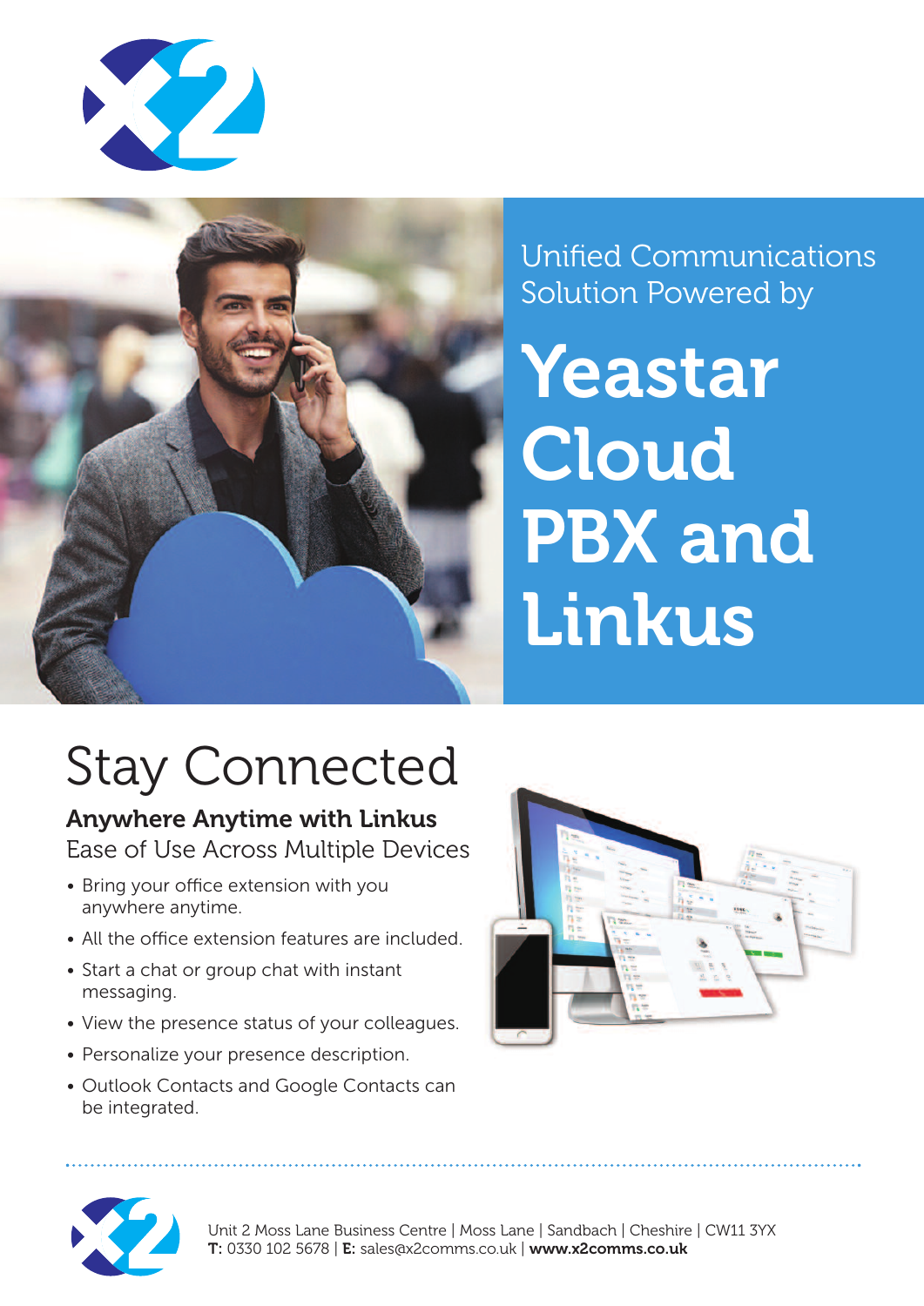Unified Communications Solution Powered by

# Yeastar Cloud PBX and Linkus

## Stay Connected

**Anywhere Anytime with Linkus**

Ease of Use Across Multiple Devices

- Bring your office extension with you anywhere anytime.
- All the office extension features are included.
- Start a chat or group chat with instant messaging.
- View the presence status of your colleagues.
- Personalize your presence description.
- Outlook Contacts and Google Contacts can be integrated.

Unit 2 Moss Lane Business Centre | Moss Lane | Sandbach | Cheshire | CW11 3YX
**T:** 0330 102 5678 | **E:** sales@x2comms.co.uk | **www.x2comms.co.uk**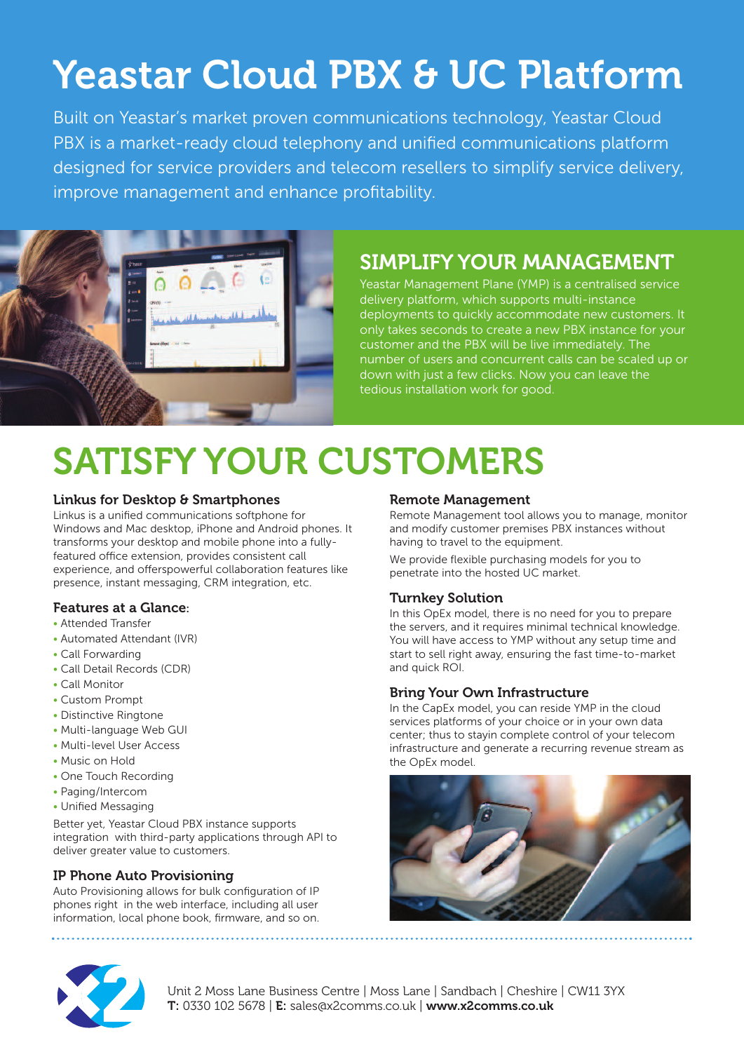# Yeastar Cloud PBX & UC Platform

Built on Yeastar's market proven communications technology, Yeastar Cloud PBX is a market-ready cloud telephony and unified communications platform designed for service providers and telecom resellers to simplify service delivery, improve management and enhance profitability.

## SIMPLIFY YOUR MANAGEMENT

Yeastar Management Plane (YMP) is a centralised service delivery platform, which supports multi-instance deployments to quickly accommodate new customers. It only takes seconds to create a new PBX instance for your customer and the PBX will be live immediately. The number of users and concurrent calls can be scaled up or down with just a few clicks. Now you can leave the tedious installation work for good.

## SATISFY YOUR CUSTOMERS

### Linkus for Desktop & Smartphones

Linkus is a unified communications softphone for Windows and Mac desktop, iPhone and Android phones. It transforms your desktop and mobile phone into a fully-featured office extension, provides consistent call experience, and offerspowerful collaboration features like presence, instant messaging, CRM integration, etc.

### Features at a Glance:

- Attended Transfer
- Automated Attendant (IVR)
- Call Forwarding
- Call Detail Records (CDR)
- Call Monitor
- Custom Prompt
- Distinctive Ringtone
- Multi-language Web GUI
- Multi-level User Access
- Music on Hold
- One Touch Recording
- Paging/Intercom
- Unified Messaging

Better yet, Yeastar Cloud PBX instance supports integration with third-party applications through API to deliver greater value to customers.

### IP Phone Auto Provisioning

Auto Provisioning allows for bulk configuration of IP phones right in the web interface, including all user information, local phone book, firmware, and so on.

### Remote Management

Remote Management tool allows you to manage, monitor and modify customer premises PBX instances without having to travel to the equipment.

We provide flexible purchasing models for you to penetrate into the hosted UC market.

### Turnkey Solution

In this OpEx model, there is no need for you to prepare the servers, and it requires minimal technical knowledge. You will have access to YMP without any setup time and start to sell right away, ensuring the fast time-to-market and quick ROI.

### Bring Your Own Infrastructure

In the CapEx model, you can reside YMP in the cloud services platforms of your choice or in your own data center; thus to stayin complete control of your telecom infrastructure and generate a recurring revenue stream as the OpEx model.

Unit 2 Moss Lane Business Centre | Moss Lane | Sandbach | Cheshire | CW11 3YX
**T:** 0330 102 5678 | **E:** sales@x2comms.co.uk | **www.x2comms.co.uk**